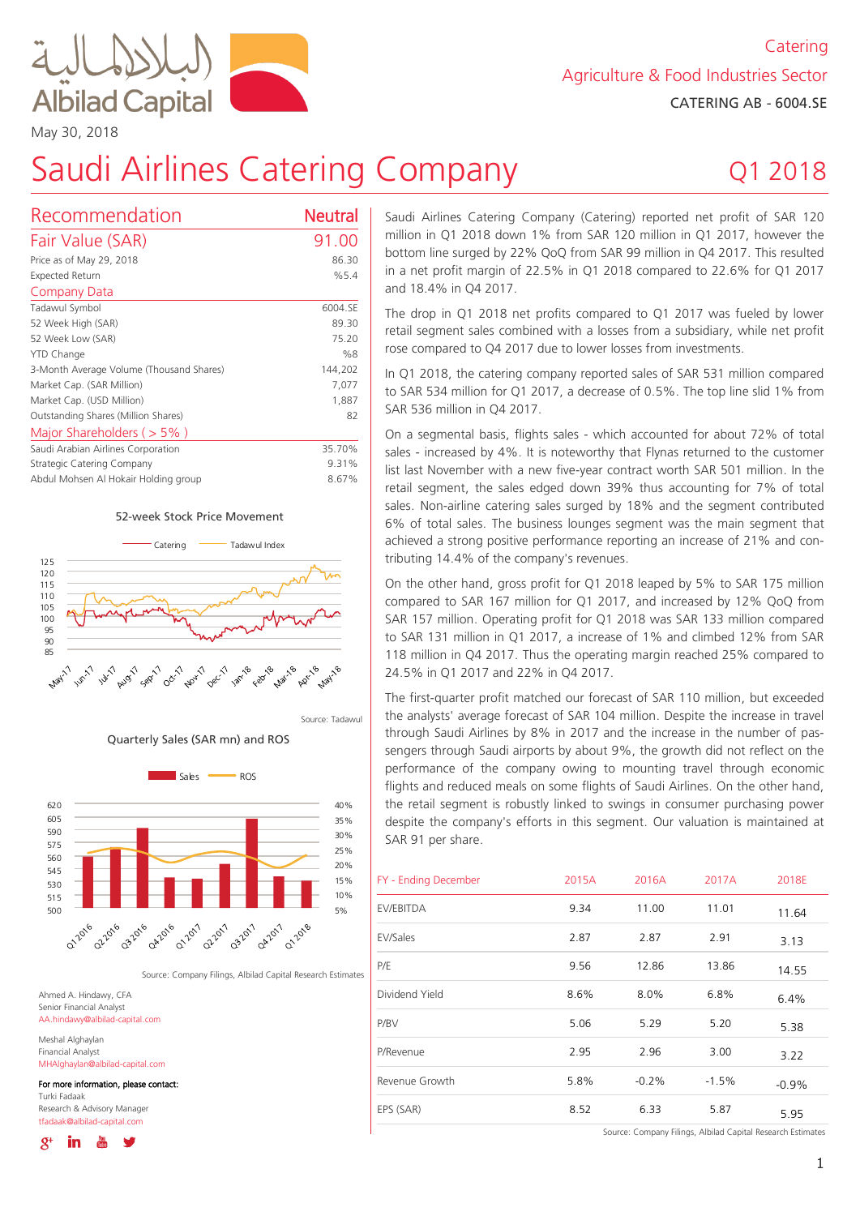Catering

Agriculture & Food Industries Sector

CATERING AB - 6004.SE

May 30, 2018

# Saudi Airlines Catering Company

Q1 2018

## Recommendation — Neutral

| Fair Value (SAR) | 91.00 |
|---|---|
| Price as of May 29, 2018 | 86.30 |
| Expected Return | %5.4 |

### Company Data

| Tadawul Symbol | 6004.SE |
|---|---|
| 52 Week High (SAR) | 89.30 |
| 52 Week Low (SAR) | 75.20 |
| YTD Change | %8 |
| 3-Month Average Volume (Thousand Shares) | 144,202 |
| Market Cap. (SAR Million) | 7,077 |
| Market Cap. (USD Million) | 1,887 |
| Outstanding Shares (Million Shares) | 82 |

### Major Shareholders ( > 5% )

| Saudi Arabian Airlines Corporation | 35.70% |
|---|---|
| Strategic Catering Company | 9.31% |
| Abdul Mohsen Al Hokair Holding group | 8.67% |

52-week Stock Price Movement

Source: Tadawul

Quarterly Sales (SAR mn) and ROS

Source: Company Filings, Albilad Capital Research Estimates

Saudi Airlines Catering Company (Catering) reported net profit of SAR 120 million in Q1 2018 down 1% from SAR 120 million in Q1 2017, however the bottom line surged by 22% QoQ from SAR 99 million in Q4 2017. This resulted in a net profit margin of 22.5% in Q1 2018 compared to 22.6% for Q1 2017 and 18.4% in Q4 2017.

The drop in Q1 2018 net profits compared to Q1 2017 was fueled by lower retail segment sales combined with a losses from a subsidiary, while net profit rose compared to Q4 2017 due to lower losses from investments.

In Q1 2018, the catering company reported sales of SAR 531 million compared to SAR 534 million for Q1 2017, a decrease of 0.5%. The top line slid 1% from SAR 536 million in Q4 2017.

On a segmental basis, flights sales - which accounted for about 72% of total sales - increased by 4%. It is noteworthy that Flynas returned to the customer list last November with a new five-year contract worth SAR 501 million. In the retail segment, the sales edged down 39% thus accounting for 7% of total sales. Non-airline catering sales surged by 18% and the segment contributed 6% of total sales. The business lounges segment was the main segment that achieved a strong positive performance reporting an increase of 21% and contributing 14.4% of the company's revenues.

On the other hand, gross profit for Q1 2018 leaped by 5% to SAR 175 million compared to SAR 167 million for Q1 2017, and increased by 12% QoQ from SAR 157 million. Operating profit for Q1 2018 was SAR 133 million compared to SAR 131 million in Q1 2017, a increase of 1% and climbed 12% from SAR 118 million in Q4 2017. Thus the operating margin reached 25% compared to 24.5% in Q1 2017 and 22% in Q4 2017.

The first-quarter profit matched our forecast of SAR 110 million, but exceeded the analysts' average forecast of SAR 104 million. Despite the increase in travel through Saudi Airlines by 8% in 2017 and the increase in the number of passengers through Saudi airports by about 9%, the growth did not reflect on the performance of the company owing to mounting travel through economic flights and reduced meals on some flights of Saudi Airlines. On the other hand, the retail segment is robustly linked to swings in consumer purchasing power despite the company's efforts in this segment. Our valuation is maintained at SAR 91 per share.

| FY - Ending December | 2015A | 2016A | 2017A | 2018E |
|---|---|---|---|---|
| EV/EBITDA | 9.34 | 11.00 | 11.01 | 11.64 |
| EV/Sales | 2.87 | 2.87 | 2.91 | 3.13 |
| P/E | 9.56 | 12.86 | 13.86 | 14.55 |
| Dividend Yield | 8.6% | 8.0% | 6.8% | 6.4% |
| P/BV | 5.06 | 5.29 | 5.20 | 5.38 |
| P/Revenue | 2.95 | 2.96 | 3.00 | 3.22 |
| Revenue Growth | 5.8% | -0.2% | -1.5% | -0.9% |
| EPS (SAR) | 8.52 | 6.33 | 5.87 | 5.95 |

Source: Company Filings, Albilad Capital Research Estimates

Ahmed A. Hindawy, CFA
Senior Financial Analyst
AA.hindawy@albilad-capital.com

Meshal Alghaylan
Financial Analyst
MHAlghaylan@albilad-capital.com

**For more information, please contact:**
Turki Fadaak
Research & Advisory Manager
tfadaak@albilad-capital.com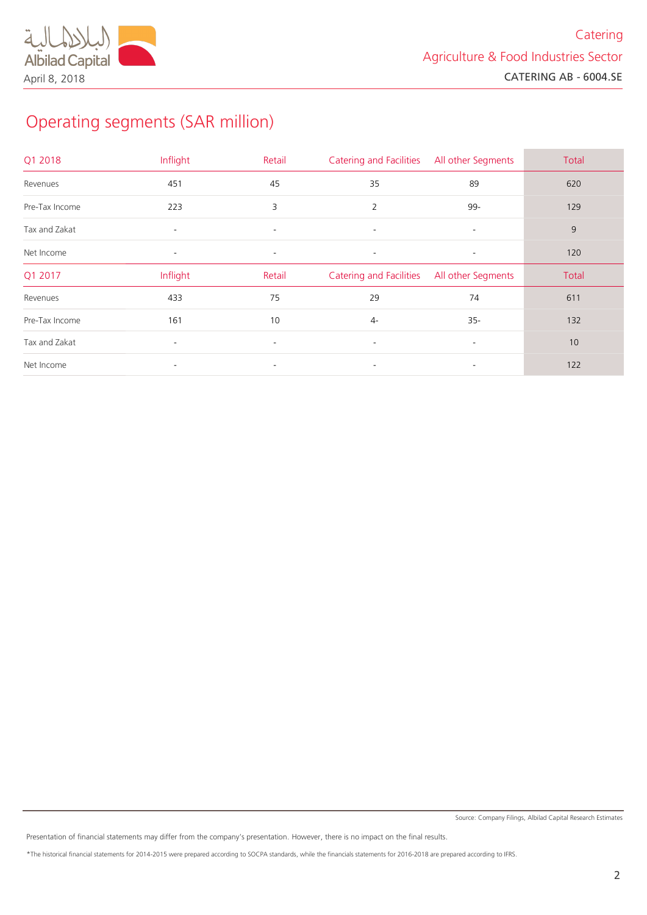## Operating segments (SAR million)

| Q1 2018 | Inflight | Retail | Catering and Facilities | All other Segments | Total |
|---|---|---|---|---|---|
| Revenues | 451 | 45 | 35 | 89 | 620 |
| Pre-Tax Income | 223 | 3 | 2 | 99- | 129 |
| Tax and Zakat | - | - | - | - | 9 |
| Net Income | - | - | - | - | 120 |
| **Q1 2017** | **Inflight** | **Retail** | **Catering and Facilities** | **All other Segments** | **Total** |
| Revenues | 433 | 75 | 29 | 74 | 611 |
| Pre-Tax Income | 161 | 10 | 4- | 35- | 132 |
| Tax and Zakat | - | - | - | - | 10 |
| Net Income | - | - | - | - | 122 |

Source: Company Filings, Albilad Capital Research Estimates

Presentation of financial statements may differ from the company's presentation. However, there is no impact on the final results.

*The historical financial statements for 2014-2015 were prepared according to SOCPA standards, while the financials statements for 2016-2018 are prepared according to IFRS.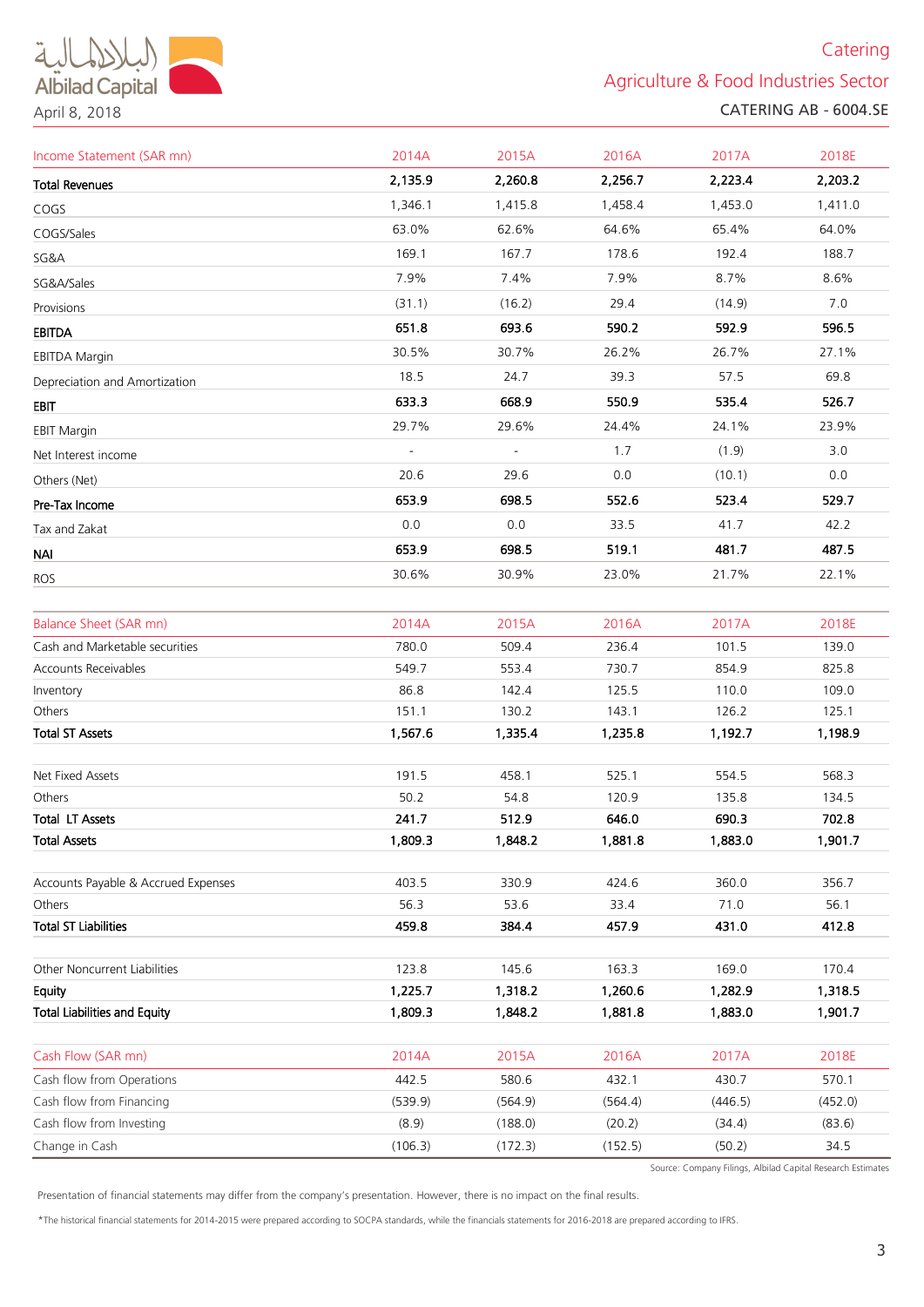| Income Statement (SAR mn) | 2014A | 2015A | 2016A | 2017A | 2018E |
|---|---|---|---|---|---|
| **Total Revenues** | **2,135.9** | **2,260.8** | **2,256.7** | **2,223.4** | **2,203.2** |
| COGS | 1,346.1 | 1,415.8 | 1,458.4 | 1,453.0 | 1,411.0 |
| COGS/Sales | 63.0% | 62.6% | 64.6% | 65.4% | 64.0% |
| SG&A | 169.1 | 167.7 | 178.6 | 192.4 | 188.7 |
| SG&A/Sales | 7.9% | 7.4% | 7.9% | 8.7% | 8.6% |
| Provisions | (31.1) | (16.2) | 29.4 | (14.9) | 7.0 |
| **EBITDA** | **651.8** | **693.6** | **590.2** | **592.9** | **596.5** |
| EBITDA Margin | 30.5% | 30.7% | 26.2% | 26.7% | 27.1% |
| Depreciation and Amortization | 18.5 | 24.7 | 39.3 | 57.5 | 69.8 |
| **EBIT** | **633.3** | **668.9** | **550.9** | **535.4** | **526.7** |
| EBIT Margin | 29.7% | 29.6% | 24.4% | 24.1% | 23.9% |
| Net Interest income | - | - | 1.7 | (1.9) | 3.0 |
| Others (Net) | 20.6 | 29.6 | 0.0 | (10.1) | 0.0 |
| **Pre-Tax Income** | **653.9** | **698.5** | **552.6** | **523.4** | **529.7** |
| Tax and Zakat | 0.0 | 0.0 | 33.5 | 41.7 | 42.2 |
| **NAI** | **653.9** | **698.5** | **519.1** | **481.7** | **487.5** |
| ROS | 30.6% | 30.9% | 23.0% | 21.7% | 22.1% |

| Balance Sheet (SAR mn) | 2014A | 2015A | 2016A | 2017A | 2018E |
|---|---|---|---|---|---|
| Cash and Marketable securities | 780.0 | 509.4 | 236.4 | 101.5 | 139.0 |
| Accounts Receivables | 549.7 | 553.4 | 730.7 | 854.9 | 825.8 |
| Inventory | 86.8 | 142.4 | 125.5 | 110.0 | 109.0 |
| Others | 151.1 | 130.2 | 143.1 | 126.2 | 125.1 |
| **Total ST Assets** | **1,567.6** | **1,335.4** | **1,235.8** | **1,192.7** | **1,198.9** |
| | | | | | |
| Net Fixed Assets | 191.5 | 458.1 | 525.1 | 554.5 | 568.3 |
| Others | 50.2 | 54.8 | 120.9 | 135.8 | 134.5 |
| **Total LT Assets** | **241.7** | **512.9** | **646.0** | **690.3** | **702.8** |
| **Total Assets** | **1,809.3** | **1,848.2** | **1,881.8** | **1,883.0** | **1,901.7** |
| | | | | | |
| Accounts Payable & Accrued Expenses | 403.5 | 330.9 | 424.6 | 360.0 | 356.7 |
| Others | 56.3 | 53.6 | 33.4 | 71.0 | 56.1 |
| **Total ST Liabilities** | **459.8** | **384.4** | **457.9** | **431.0** | **412.8** |
| | | | | | |
| Other Noncurrent Liabilities | 123.8 | 145.6 | 163.3 | 169.0 | 170.4 |
| **Equity** | **1,225.7** | **1,318.2** | **1,260.6** | **1,282.9** | **1,318.5** |
| **Total Liabilities and Equity** | **1,809.3** | **1,848.2** | **1,881.8** | **1,883.0** | **1,901.7** |

| Cash Flow (SAR mn) | 2014A | 2015A | 2016A | 2017A | 2018E |
|---|---|---|---|---|---|
| Cash flow from Operations | 442.5 | 580.6 | 432.1 | 430.7 | 570.1 |
| Cash flow from Financing | (539.9) | (564.9) | (564.4) | (446.5) | (452.0) |
| Cash flow from Investing | (8.9) | (188.0) | (20.2) | (34.4) | (83.6) |
| Change in Cash | (106.3) | (172.3) | (152.5) | (50.2) | 34.5 |

Source: Company Filings, Albilad Capital Research Estimates

Presentation of financial statements may differ from the company's presentation. However, there is no impact on the final results.

*The historical financial statements for 2014-2015 were prepared according to SOCPA standards, while the financials statements for 2016-2018 are prepared according to IFRS.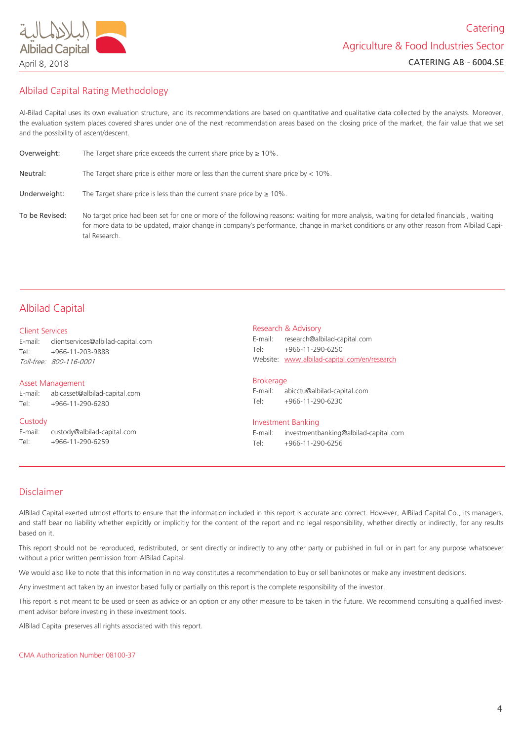## Albilad Capital Rating Methodology

Al-Bilad Capital uses its own evaluation structure, and its recommendations are based on quantitative and qualitative data collected by the analysts. Moreover, the evaluation system places covered shares under one of the next recommendation areas based on the closing price of the market, the fair value that we set and the possibility of ascent/descent.

**Overweight:** The Target share price exceeds the current share price by ≥ 10%.

**Neutral:** The Target share price is either more or less than the current share price by < 10%.

**Underweight:** The Target share price is less than the current share price by ≥ 10%.

**To be Revised:** No target price had been set for one or more of the following reasons: waiting for more analysis, waiting for detailed financials , waiting for more data to be updated, major change in company`s performance, change in market conditions or any other reason from Albilad Capital Research.

## Albilad Capital

### Client Services

E-mail: clientservices@albilad-capital.com
Tel: +966-11-203-9888
*Toll-free: 800-116-0001*

### Asset Management

E-mail: abicasset@albilad-capital.com
Tel: +966-11-290-6280

### Custody

E-mail: custody@albilad-capital.com
Tel: +966-11-290-6259

### Research & Advisory

E-mail: research@albilad-capital.com
Tel: +966-11-290-6250
Website: www.albilad-capital.com/en/research

### Brokerage

E-mail: abicctu@albilad-capital.com
Tel: +966-11-290-6230

### Investment Banking

E-mail: investmentbanking@albilad-capital.com
Tel: +966-11-290-6256

## Disclaimer

AlBilad Capital exerted utmost efforts to ensure that the information included in this report is accurate and correct. However, AlBilad Capital Co., its managers, and staff bear no liability whether explicitly or implicitly for the content of the report and no legal responsibility, whether directly or indirectly, for any results based on it.

This report should not be reproduced, redistributed, or sent directly or indirectly to any other party or published in full or in part for any purpose whatsoever without a prior written permission from AlBilad Capital.

We would also like to note that this information in no way constitutes a recommendation to buy or sell banknotes or make any investment decisions.

Any investment act taken by an investor based fully or partially on this report is the complete responsibility of the investor.

This report is not meant to be used or seen as advice or an option or any other measure to be taken in the future. We recommend consulting a qualified investment advisor before investing in these investment tools.

AlBilad Capital preserves all rights associated with this report.

CMA Authorization Number 08100-37